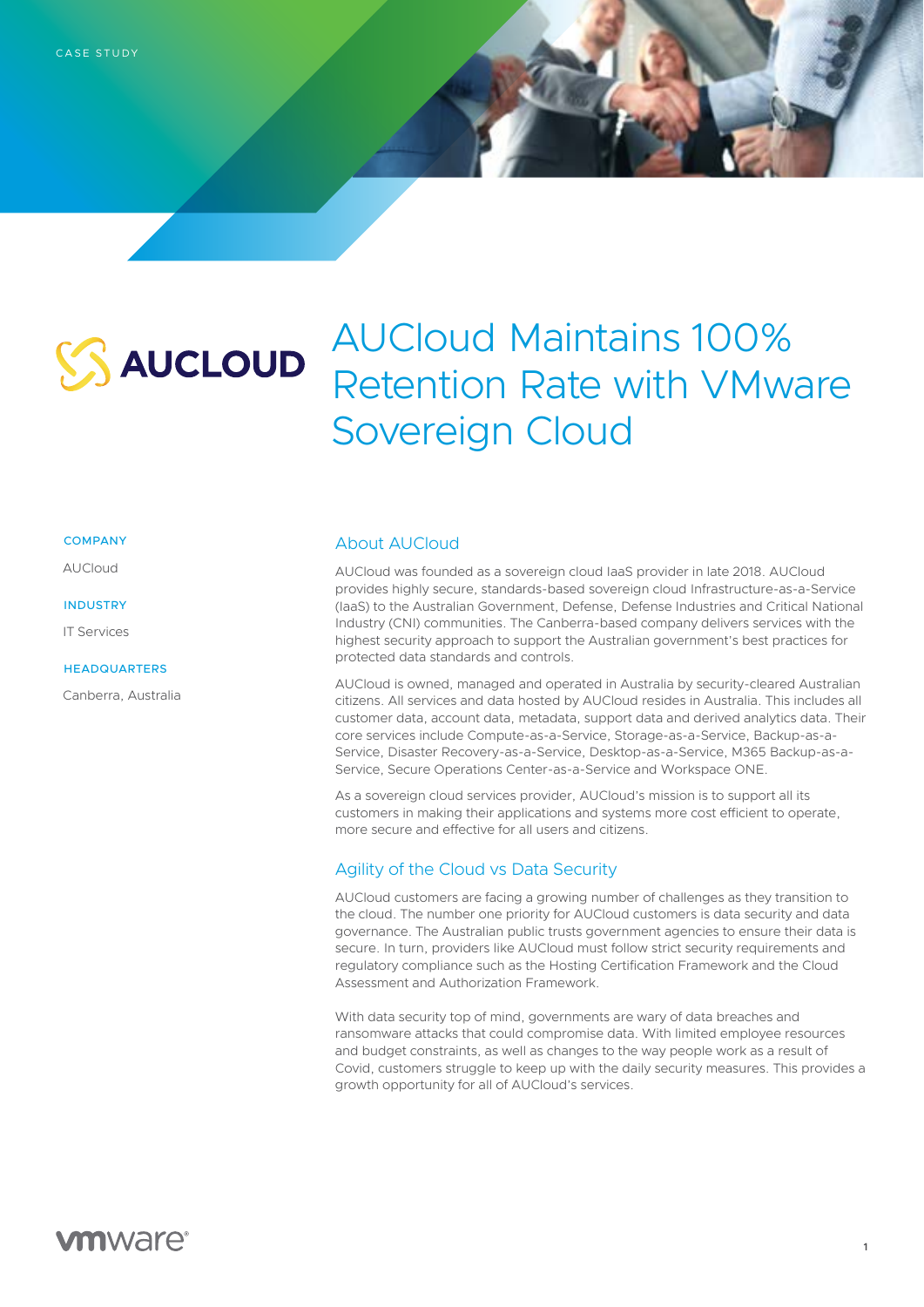CASE STUDY

# AUCloud Maintains 100% Retention Rate with VMware Sovereign Cloud

**COMPANY**

AUCloud

**INDUSTRY**

IT Services

**HEADQUARTERS**

Canberra, Australia

## About AUCloud

AUCloud was founded as a sovereign cloud IaaS provider in late 2018. AUCloud provides highly secure, standards-based sovereign cloud Infrastructure-as-a-Service (IaaS) to the Australian Government, Defense, Defense Industries and Critical National Industry (CNI) communities. The Canberra-based company delivers services with the highest security approach to support the Australian government's best practices for protected data standards and controls.

AUCloud is owned, managed and operated in Australia by security-cleared Australian citizens. All services and data hosted by AUCloud resides in Australia. This includes all customer data, account data, metadata, support data and derived analytics data. Their core services include Compute-as-a-Service, Storage-as-a-Service, Backup-as-a-Service, Disaster Recovery-as-a-Service, Desktop-as-a-Service, M365 Backup-as-a-Service, Secure Operations Center-as-a-Service and Workspace ONE.

As a sovereign cloud services provider, AUCloud's mission is to support all its customers in making their applications and systems more cost efficient to operate, more secure and effective for all users and citizens.

## Agility of the Cloud vs Data Security

AUCloud customers are facing a growing number of challenges as they transition to the cloud. The number one priority for AUCloud customers is data security and data governance. The Australian public trusts government agencies to ensure their data is secure. In turn, providers like AUCloud must follow strict security requirements and regulatory compliance such as the Hosting Certification Framework and the Cloud Assessment and Authorization Framework.

With data security top of mind, governments are wary of data breaches and ransomware attacks that could compromise data. With limited employee resources and budget constraints, as well as changes to the way people work as a result of Covid, customers struggle to keep up with the daily security measures. This provides a growth opportunity for all of AUCloud's services.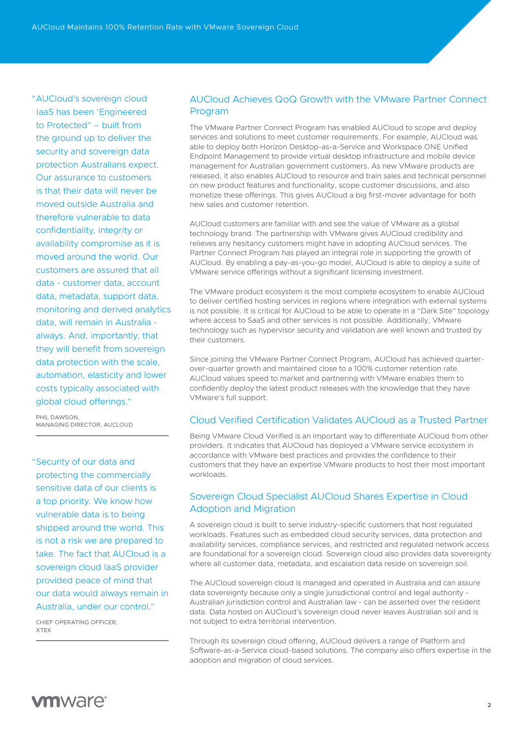> "AUCloud's sovereign cloud IaaS has been 'Engineered to Protected" – built from the ground up to deliver the security and sovereign data protection Australians expect. Our assurance to customers is that their data will never be moved outside Australia and therefore vulnerable to data confidentiality, integrity or availability compromise as it is moved around the world. Our customers are assured that all data - customer data, account data, metadata, support data, monitoring and derived analytics data, will remain in Australia - always. And, importantly, that they will benefit from sovereign data protection with the scale, automation, elasticity and lower costs typically associated with global cloud offerings."
>
> PHIL DAWSON,
> MANAGING DIRECTOR, AUCLOUD

> "Security of our data and protecting the commercially sensitive data of our clients is a top priority. We know how vulnerable data is to being shipped around the world. This is not a risk we are prepared to take. The fact that AUCloud is a sovereign cloud IaaS provider provided peace of mind that our data would always remain in Australia, under our control."
>
> CHIEF OPERATING OFFICER,
> XTEK

## AUCloud Achieves QoQ Growth with the VMware Partner Connect Program

The VMware Partner Connect Program has enabled AUCloud to scope and deploy services and solutions to meet customer requirements. For example, AUCloud was able to deploy both Horizon Desktop-as-a-Service and Workspace ONE Unified Endpoint Management to provide virtual desktop infrastructure and mobile device management for Australian government customers. As new VMware products are released, it also enables AUCloud to resource and train sales and technical personnel on new product features and functionality, scope customer discussions, and also monetize these offerings. This gives AUCloud a big first-mover advantage for both new sales and customer retention.

AUCloud customers are familiar with and see the value of VMware as a global technology brand. The partnership with VMware gives AUCloud credibility and relieves any hesitancy customers might have in adopting AUCloud services. The Partner Connect Program has played an integral role in supporting the growth of AUCloud. By enabling a pay-as-you-go model, AUCloud is able to deploy a suite of VMware service offerings without a significant licensing investment.

The VMware product ecosystem is the most complete ecosystem to enable AUCloud to deliver certified hosting services in regions where integration with external systems is not possible. It is critical for AUCloud to be able to operate in a "Dark Site" topology where access to SaaS and other services is not possible. Additionally, VMware technology such as hypervisor security and validation are well known and trusted by their customers.

Since joining the VMware Partner Connect Program, AUCloud has achieved quarter-over-quarter growth and maintained close to a 100% customer retention rate. AUCloud values speed to market and partnering with VMware enables them to confidently deploy the latest product releases with the knowledge that they have VMware's full support.

## Cloud Verified Certification Validates AUCloud as a Trusted Partner

Being VMware Cloud Verified is an important way to differentiate AUCloud from other providers. It indicates that AUCloud has deployed a VMware service ecosystem in accordance with VMware best practices and provides the confidence to their customers that they have an expertise VMware products to host their most important workloads.

## Sovereign Cloud Specialist AUCloud Shares Expertise in Cloud Adoption and Migration

A sovereign cloud is built to serve industry-specific customers that host regulated workloads. Features such as embedded cloud security services, data protection and availability services, compliance services, and restricted and regulated network access are foundational for a sovereign cloud. Sovereign cloud also provides data sovereignty where all customer data, metadata, and escalation data reside on sovereign soil.

The AUCloud sovereign cloud is managed and operated in Australia and can assure data sovereignty because only a single jurisdictional control and legal authority - Australian jurisdiction control and Australian law - can be asserted over the resident data. Data hosted on AUCloud's sovereign cloud never leaves Australian soil and is not subject to extra territorial intervention.

Through its sovereign cloud offering, AUCloud delivers a range of Platform and Software-as-a-Service cloud-based solutions. The company also offers expertise in the adoption and migration of cloud services.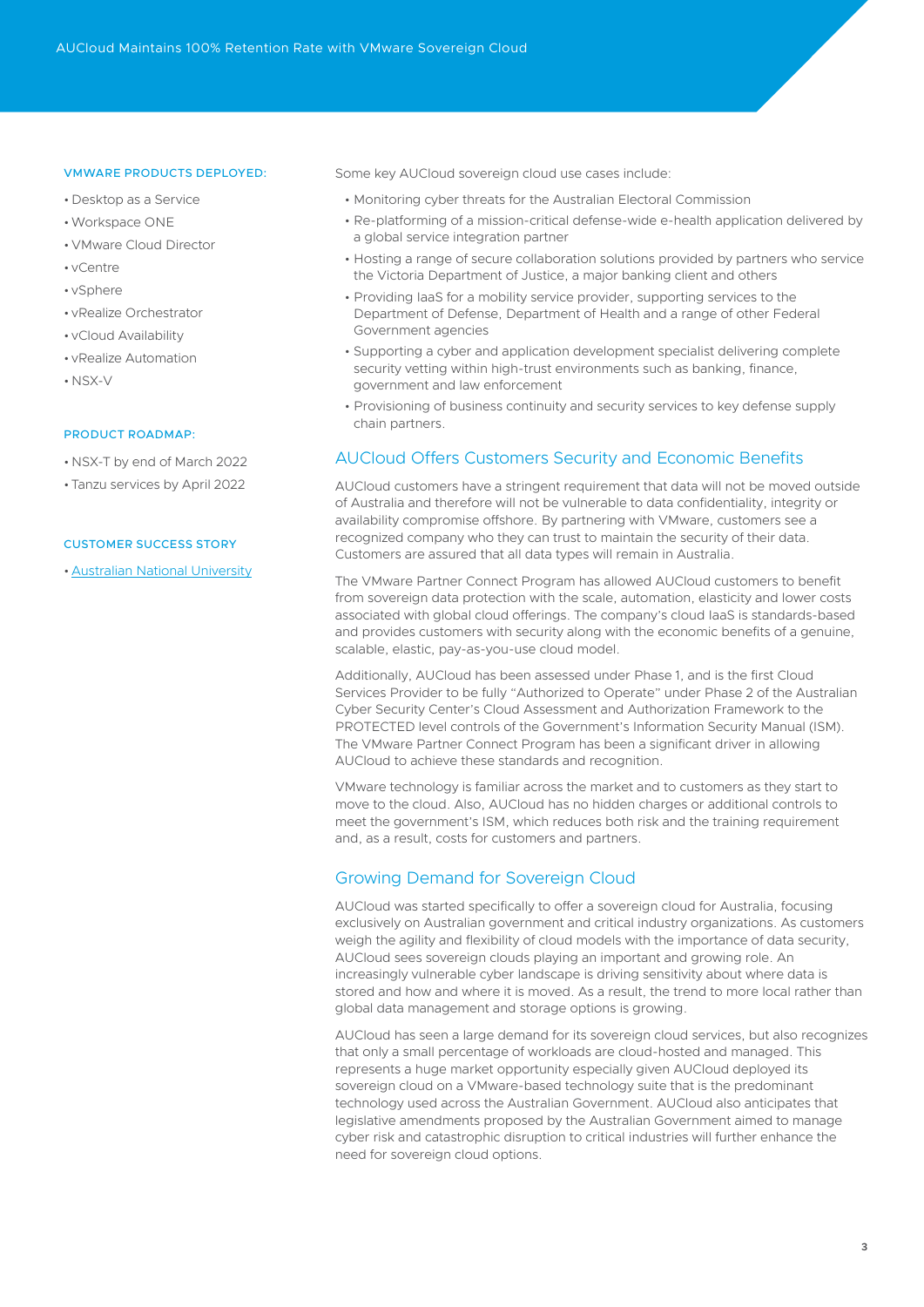**VMWARE PRODUCTS DEPLOYED:**

- Desktop as a Service
- Workspace ONE
- VMware Cloud Director
- vCentre
- vSphere
- vRealize Orchestrator
- vCloud Availability
- vRealize Automation
- NSX-V

**PRODUCT ROADMAP:**

- NSX-T by end of March 2022
- Tanzu services by April 2022

**CUSTOMER SUCCESS STORY**

- [Australian National University]()

Some key AUCloud sovereign cloud use cases include:

- Monitoring cyber threats for the Australian Electoral Commission
- Re-platforming of a mission-critical defense-wide e-health application delivered by a global service integration partner
- Hosting a range of secure collaboration solutions provided by partners who service the Victoria Department of Justice, a major banking client and others
- Providing IaaS for a mobility service provider, supporting services to the Department of Defense, Department of Health and a range of other Federal Government agencies
- Supporting a cyber and application development specialist delivering complete security vetting within high-trust environments such as banking, finance, government and law enforcement
- Provisioning of business continuity and security services to key defense supply chain partners.

## AUCloud Offers Customers Security and Economic Benefits

AUCloud customers have a stringent requirement that data will not be moved outside of Australia and therefore will not be vulnerable to data confidentiality, integrity or availability compromise offshore. By partnering with VMware, customers see a recognized company who they can trust to maintain the security of their data. Customers are assured that all data types will remain in Australia.

The VMware Partner Connect Program has allowed AUCloud customers to benefit from sovereign data protection with the scale, automation, elasticity and lower costs associated with global cloud offerings. The company's cloud IaaS is standards-based and provides customers with security along with the economic benefits of a genuine, scalable, elastic, pay-as-you-use cloud model.

Additionally, AUCloud has been assessed under Phase 1, and is the first Cloud Services Provider to be fully "Authorized to Operate" under Phase 2 of the Australian Cyber Security Center's Cloud Assessment and Authorization Framework to the PROTECTED level controls of the Government's Information Security Manual (ISM). The VMware Partner Connect Program has been a significant driver in allowing AUCloud to achieve these standards and recognition.

VMware technology is familiar across the market and to customers as they start to move to the cloud. Also, AUCloud has no hidden charges or additional controls to meet the government's ISM, which reduces both risk and the training requirement and, as a result, costs for customers and partners.

## Growing Demand for Sovereign Cloud

AUCloud was started specifically to offer a sovereign cloud for Australia, focusing exclusively on Australian government and critical industry organizations. As customers weigh the agility and flexibility of cloud models with the importance of data security, AUCloud sees sovereign clouds playing an important and growing role. An increasingly vulnerable cyber landscape is driving sensitivity about where data is stored and how and where it is moved. As a result, the trend to more local rather than global data management and storage options is growing.

AUCloud has seen a large demand for its sovereign cloud services, but also recognizes that only a small percentage of workloads are cloud-hosted and managed. This represents a huge market opportunity especially given AUCloud deployed its sovereign cloud on a VMware-based technology suite that is the predominant technology used across the Australian Government. AUCloud also anticipates that legislative amendments proposed by the Australian Government aimed to manage cyber risk and catastrophic disruption to critical industries will further enhance the need for sovereign cloud options.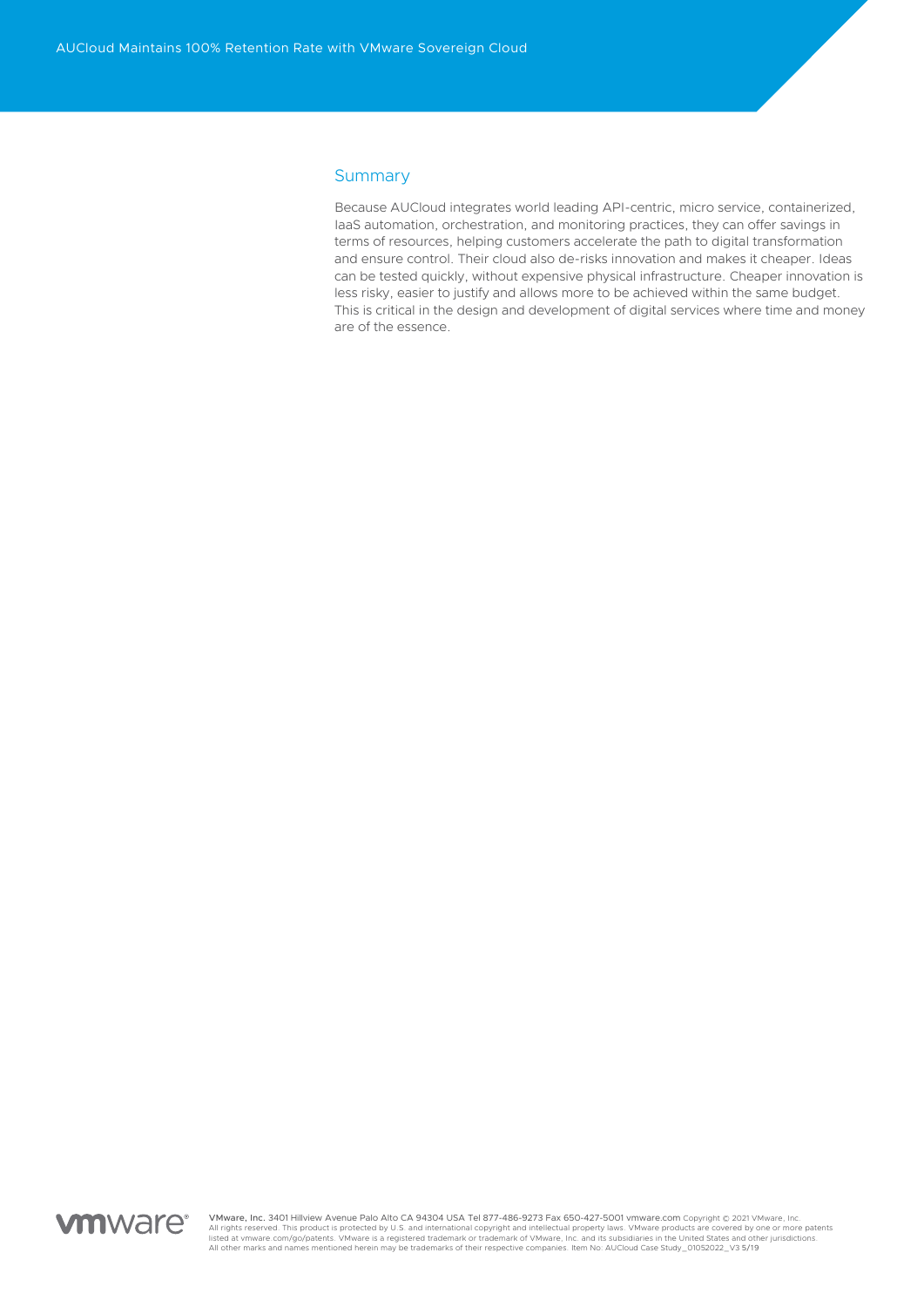## Summary

Because AUCloud integrates world leading API-centric, micro service, containerized, IaaS automation, orchestration, and monitoring practices, they can offer savings in terms of resources, helping customers accelerate the path to digital transformation and ensure control. Their cloud also de-risks innovation and makes it cheaper. Ideas can be tested quickly, without expensive physical infrastructure. Cheaper innovation is less risky, easier to justify and allows more to be achieved within the same budget. This is critical in the design and development of digital services where time and money are of the essence.

VMware, Inc. 3401 Hillview Avenue Palo Alto CA 94304 USA Tel 877-486-9273 Fax 650-427-5001 vmware.com Copyright © 2021 VMware, Inc. All rights reserved. This product is protected by U.S. and international copyright and intellectual property laws. VMware products are covered by one or more patents listed at vmware.com/go/patents. VMware is a registered trademark or trademark of VMware, Inc. and its subsidiaries in the United States and other jurisdictions. All other marks and names mentioned herein may be trademarks of their respective companies. Item No: AUCloud Case Study_01052022_V3 5/19